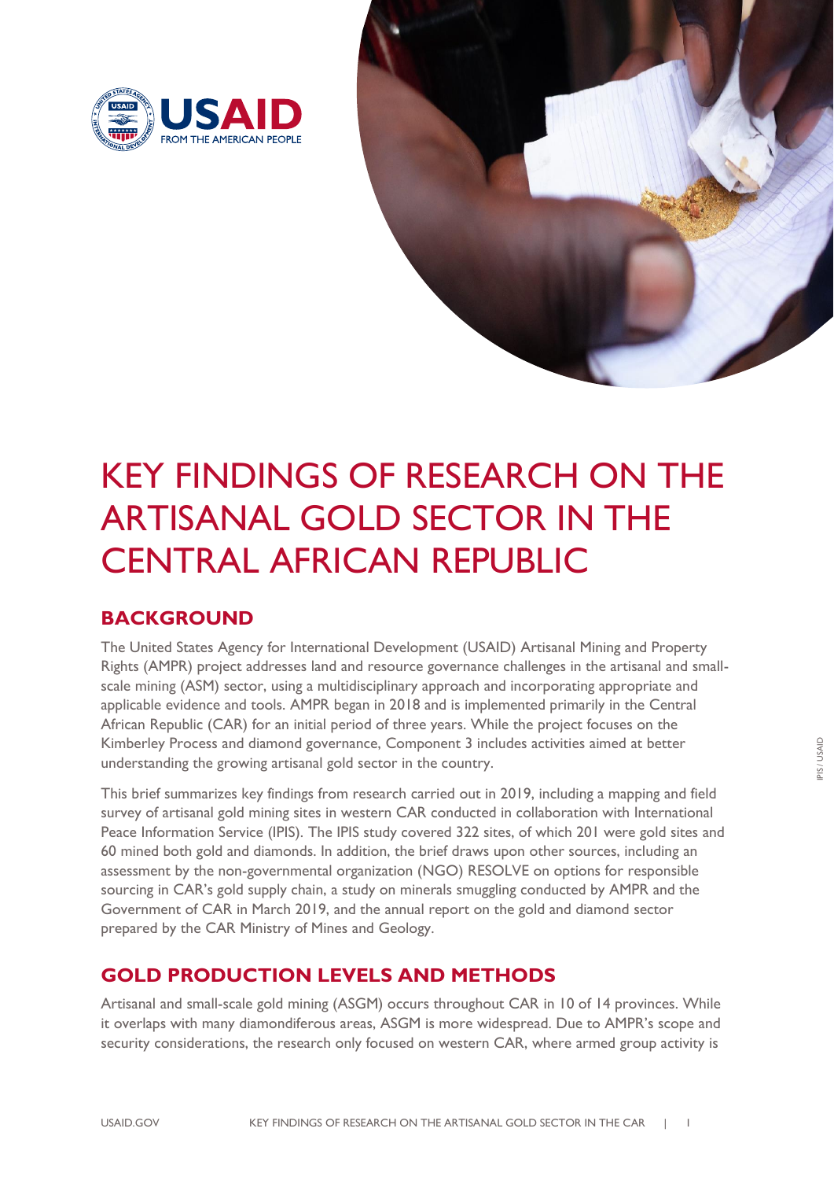# KEY FINDINGS OF RESEARCH ON THE ARTISANAL GOLD SECTOR IN THE CENTRAL AFRICAN REPUBLIC

## BACKGROUND

The United States Agency for International Development (USAID) Artisanal Mining and Property Rights (AMPR) project addresses land and resource governance challenges in the artisanal and small-scale mining (ASM) sector, using a multidisciplinary approach and incorporating appropriate and applicable evidence and tools. AMPR began in 2018 and is implemented primarily in the Central African Republic (CAR) for an initial period of three years. While the project focuses on the Kimberley Process and diamond governance, Component 3 includes activities aimed at better understanding the growing artisanal gold sector in the country.

This brief summarizes key findings from research carried out in 2019, including a mapping and field survey of artisanal gold mining sites in western CAR conducted in collaboration with International Peace Information Service (IPIS). The IPIS study covered 322 sites, of which 201 were gold sites and 60 mined both gold and diamonds. In addition, the brief draws upon other sources, including an assessment by the non-governmental organization (NGO) RESOLVE on options for responsible sourcing in CAR's gold supply chain, a study on minerals smuggling conducted by AMPR and the Government of CAR in March 2019, and the annual report on the gold and diamond sector prepared by the CAR Ministry of Mines and Geology.

## GOLD PRODUCTION LEVELS AND METHODS

Artisanal and small-scale gold mining (ASGM) occurs throughout CAR in 10 of 14 provinces. While it overlaps with many diamondiferous areas, ASGM is more widespread. Due to AMPR's scope and security considerations, the research only focused on western CAR, where armed group activity is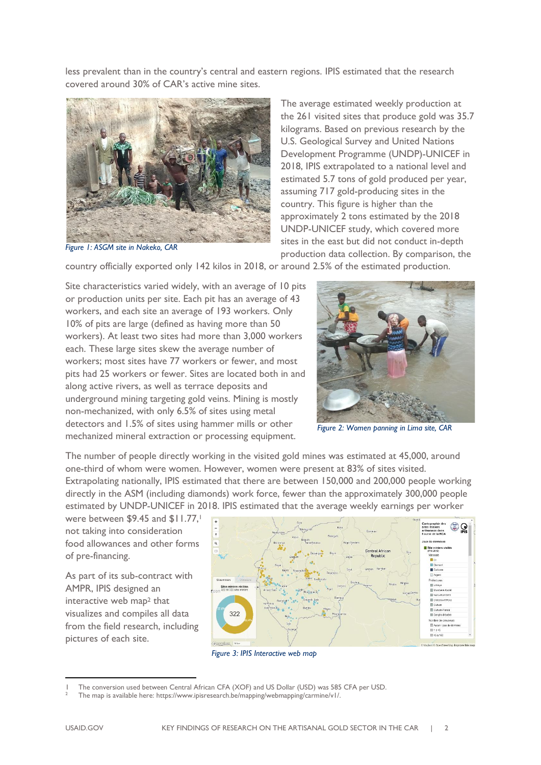less prevalent than in the country's central and eastern regions. IPIS estimated that the research covered around 30% of CAR's active mine sites.

*Figure 1: ASGM site in Nakeko, CAR*

The average estimated weekly production at the 261 visited sites that produce gold was 35.7 kilograms. Based on previous research by the U.S. Geological Survey and United Nations Development Programme (UNDP)-UNICEF in 2018, IPIS extrapolated to a national level and estimated 5.7 tons of gold produced per year, assuming 717 gold-producing sites in the country. This figure is higher than the approximately 2 tons estimated by the 2018 UNDP-UNICEF study, which covered more sites in the east but did not conduct in-depth production data collection. By comparison, the country officially exported only 142 kilos in 2018, or around 2.5% of the estimated production.

Site characteristics varied widely, with an average of 10 pits or production units per site. Each pit has an average of 43 workers, and each site an average of 193 workers. Only 10% of pits are large (defined as having more than 50 workers). At least two sites had more than 3,000 workers each. These large sites skew the average number of workers; most sites have 77 workers or fewer, and most pits had 25 workers or fewer. Sites are located both in and along active rivers, as well as terrace deposits and underground mining targeting gold veins. Mining is mostly non-mechanized, with only 6.5% of sites using metal detectors and 1.5% of sites using hammer mills or other mechanized mineral extraction or processing equipment.

*Figure 2: Women panning in Lima site, CAR*

The number of people directly working in the visited gold mines was estimated at 45,000, around one-third of whom were women. However, women were present at 83% of sites visited. Extrapolating nationally, IPIS estimated that there are between 150,000 and 200,000 people working directly in the ASM (including diamonds) work force, fewer than the approximately 300,000 people estimated by UNDP-UNICEF in 2018. IPIS estimated that the average weekly earnings per worker were between $9.45 and $11.77,[1] not taking into consideration food allowances and other forms of pre-financing.

As part of its sub-contract with AMPR, IPIS designed an interactive web map[2] that visualizes and compiles all data from the field research, including pictures of each site.

*Figure 3: IPIS Interactive web map*

1 The conversion used between Central African CFA (XOF) and US Dollar (USD) was 585 CFA per USD.
2 The map is available here: https://www.ipisresearch.be/mapping/webmapping/carmine/v1/.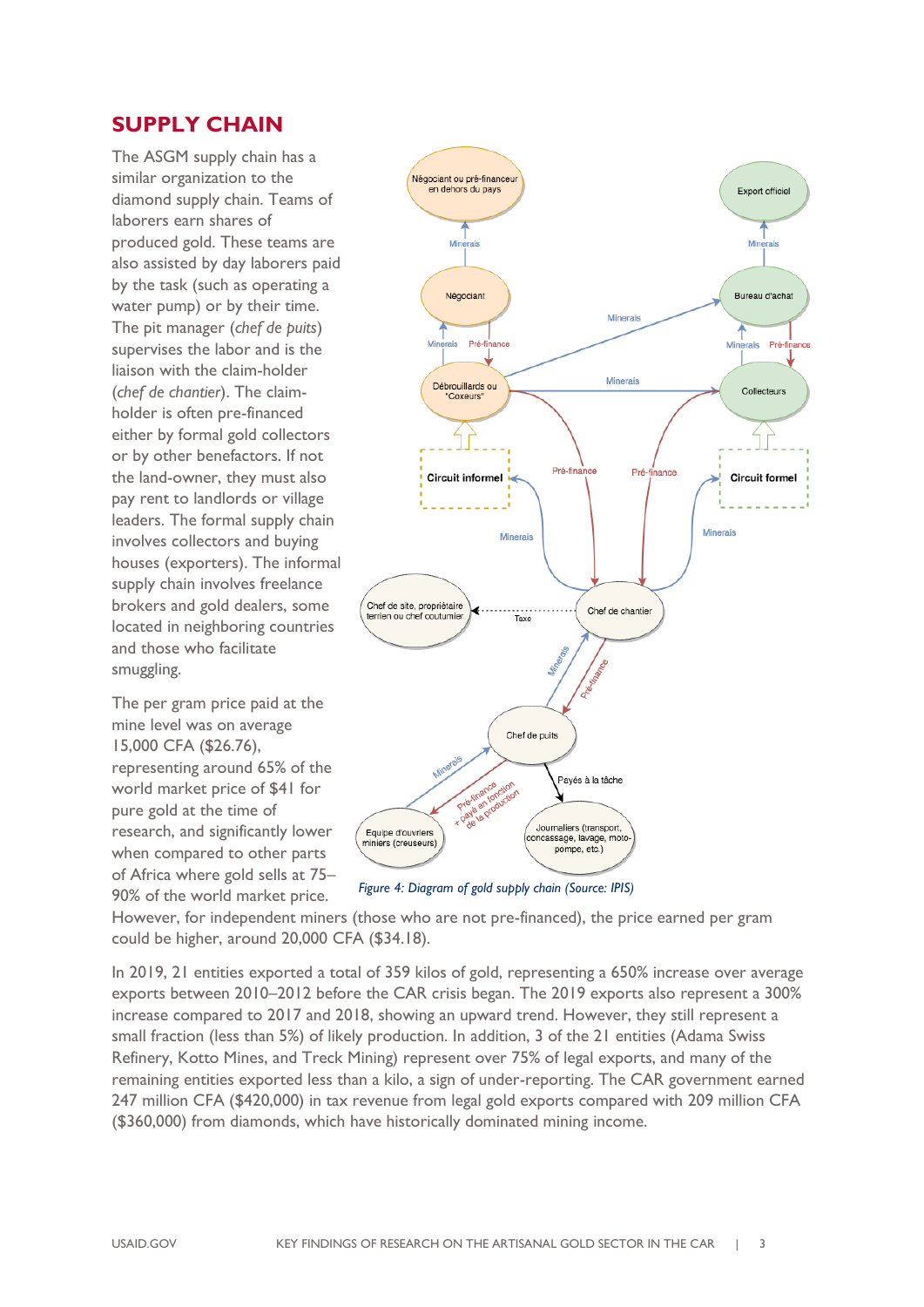## SUPPLY CHAIN

The ASGM supply chain has a similar organization to the diamond supply chain. Teams of laborers earn shares of produced gold. These teams are also assisted by day laborers paid by the task (such as operating a water pump) or by their time. The pit manager (*chef de puits*) supervises the labor and is the liaison with the claim-holder (*chef de chantier*). The claim-holder is often pre-financed either by formal gold collectors or by other benefactors. If not the land-owner, they must also pay rent to landlords or village leaders. The formal supply chain involves collectors and buying houses (exporters). The informal supply chain involves freelance brokers and gold dealers, some located in neighboring countries and those who facilitate smuggling.

The per gram price paid at the mine level was on average 15,000 CFA ($26.76), representing around 65% of the world market price of $41 for pure gold at the time of research, and significantly lower when compared to other parts of Africa where gold sells at 75–90% of the world market price. However, for independent miners (those who are not pre-financed), the price earned per gram could be higher, around 20,000 CFA ($34.18).

*Figure 4: Diagram of gold supply chain (Source: IPIS)*

In 2019, 21 entities exported a total of 359 kilos of gold, representing a 650% increase over average exports between 2010–2012 before the CAR crisis began. The 2019 exports also represent a 300% increase compared to 2017 and 2018, showing an upward trend. However, they still represent a small fraction (less than 5%) of likely production. In addition, 3 of the 21 entities (Adama Swiss Refinery, Kotto Mines, and Treck Mining) represent over 75% of legal exports, and many of the remaining entities exported less than a kilo, a sign of under-reporting. The CAR government earned 247 million CFA ($420,000) in tax revenue from legal gold exports compared with 209 million CFA ($360,000) from diamonds, which have historically dominated mining income.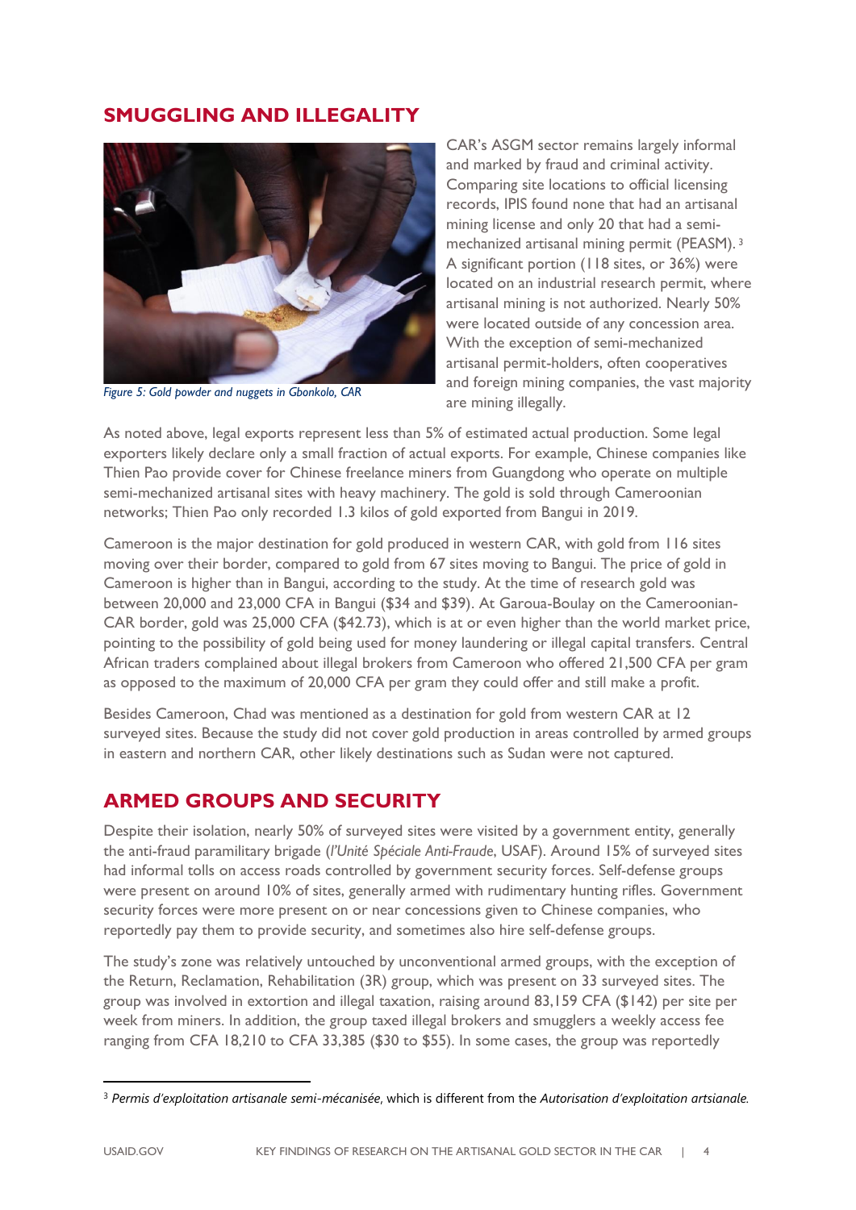## SMUGGLING AND ILLEGALITY

*Figure 5: Gold powder and nuggets in Gbonkolo, CAR*

CAR's ASGM sector remains largely informal and marked by fraud and criminal activity. Comparing site locations to official licensing records, IPIS found none that had an artisanal mining license and only 20 that had a semi-mechanized artisanal mining permit (PEASM).[3] A significant portion (118 sites, or 36%) were located on an industrial research permit, where artisanal mining is not authorized. Nearly 50% were located outside of any concession area. With the exception of semi-mechanized artisanal permit-holders, often cooperatives and foreign mining companies, the vast majority are mining illegally.

As noted above, legal exports represent less than 5% of estimated actual production. Some legal exporters likely declare only a small fraction of actual exports. For example, Chinese companies like Thien Pao provide cover for Chinese freelance miners from Guangdong who operate on multiple semi-mechanized artisanal sites with heavy machinery. The gold is sold through Cameroonian networks; Thien Pao only recorded 1.3 kilos of gold exported from Bangui in 2019.

Cameroon is the major destination for gold produced in western CAR, with gold from 116 sites moving over their border, compared to gold from 67 sites moving to Bangui. The price of gold in Cameroon is higher than in Bangui, according to the study. At the time of research gold was between 20,000 and 23,000 CFA in Bangui ($34 and $39). At Garoua-Boulay on the Cameroonian-CAR border, gold was 25,000 CFA ($42.73), which is at or even higher than the world market price, pointing to the possibility of gold being used for money laundering or illegal capital transfers. Central African traders complained about illegal brokers from Cameroon who offered 21,500 CFA per gram as opposed to the maximum of 20,000 CFA per gram they could offer and still make a profit.

Besides Cameroon, Chad was mentioned as a destination for gold from western CAR at 12 surveyed sites. Because the study did not cover gold production in areas controlled by armed groups in eastern and northern CAR, other likely destinations such as Sudan were not captured.

## ARMED GROUPS AND SECURITY

Despite their isolation, nearly 50% of surveyed sites were visited by a government entity, generally the anti-fraud paramilitary brigade (*l'Unité Spéciale Anti-Fraude*, USAF). Around 15% of surveyed sites had informal tolls on access roads controlled by government security forces. Self-defense groups were present on around 10% of sites, generally armed with rudimentary hunting rifles. Government security forces were more present on or near concessions given to Chinese companies, who reportedly pay them to provide security, and sometimes also hire self-defense groups.

The study's zone was relatively untouched by unconventional armed groups, with the exception of the Return, Reclamation, Rehabilitation (3R) group, which was present on 33 surveyed sites. The group was involved in extortion and illegal taxation, raising around 83,159 CFA ($142) per site per week from miners. In addition, the group taxed illegal brokers and smugglers a weekly access fee ranging from CFA 18,210 to CFA 33,385 ($30 to $55). In some cases, the group was reportedly

[3] *Permis d'exploitation artisanale semi-mécanisée*, which is different from the *Autorisation d'exploitation artsianale.*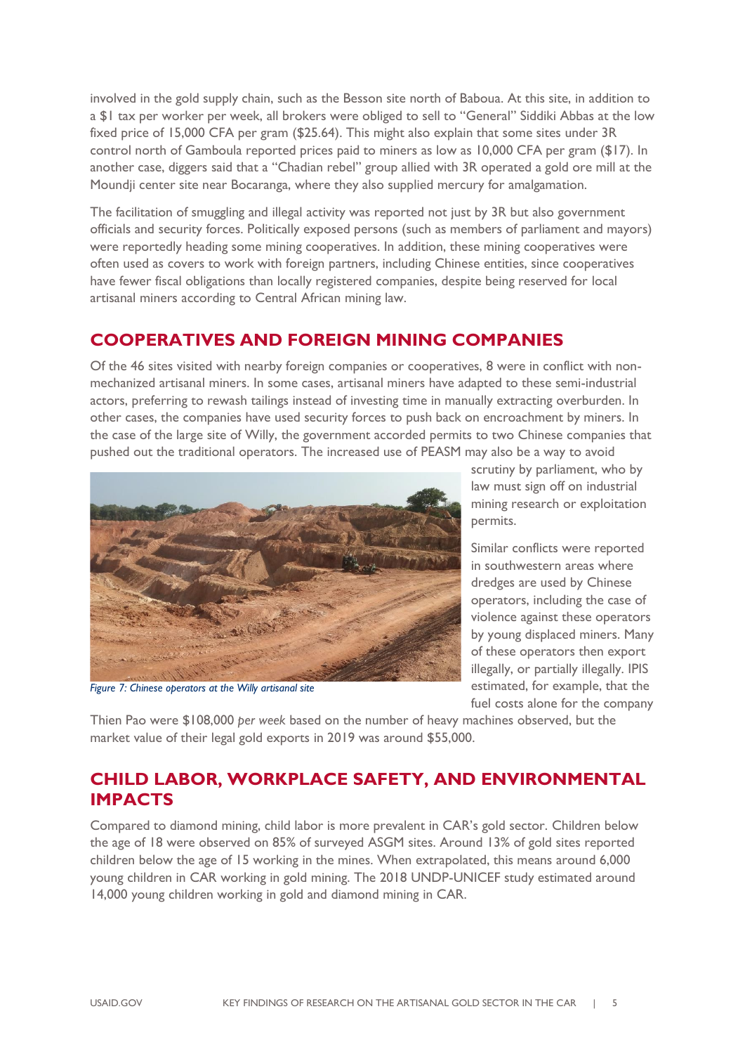involved in the gold supply chain, such as the Besson site north of Baboua. At this site, in addition to a $1 tax per worker per week, all brokers were obliged to sell to "General" Siddiki Abbas at the low fixed price of 15,000 CFA per gram ($25.64). This might also explain that some sites under 3R control north of Gamboula reported prices paid to miners as low as 10,000 CFA per gram ($17). In another case, diggers said that a "Chadian rebel" group allied with 3R operated a gold ore mill at the Moundji center site near Bocaranga, where they also supplied mercury for amalgamation.

The facilitation of smuggling and illegal activity was reported not just by 3R but also government officials and security forces. Politically exposed persons (such as members of parliament and mayors) were reportedly heading some mining cooperatives. In addition, these mining cooperatives were often used as covers to work with foreign partners, including Chinese entities, since cooperatives have fewer fiscal obligations than locally registered companies, despite being reserved for local artisanal miners according to Central African mining law.

## COOPERATIVES AND FOREIGN MINING COMPANIES

Of the 46 sites visited with nearby foreign companies or cooperatives, 8 were in conflict with non-mechanized artisanal miners. In some cases, artisanal miners have adapted to these semi-industrial actors, preferring to rewash tailings instead of investing time in manually extracting overburden. In other cases, the companies have used security forces to push back on encroachment by miners. In the case of the large site of Willy, the government accorded permits to two Chinese companies that pushed out the traditional operators. The increased use of PEASM may also be a way to avoid scrutiny by parliament, who by law must sign off on industrial mining research or exploitation permits.

*Figure 7: Chinese operators at the Willy artisanal site*

Similar conflicts were reported in southwestern areas where dredges are used by Chinese operators, including the case of violence against these operators by young displaced miners. Many of these operators then export illegally, or partially illegally. IPIS estimated, for example, that the fuel costs alone for the company Thien Pao were $108,000 *per week* based on the number of heavy machines observed, but the market value of their legal gold exports in 2019 was around $55,000.

## CHILD LABOR, WORKPLACE SAFETY, AND ENVIRONMENTAL IMPACTS

Compared to diamond mining, child labor is more prevalent in CAR's gold sector. Children below the age of 18 were observed on 85% of surveyed ASGM sites. Around 13% of gold sites reported children below the age of 15 working in the mines. When extrapolated, this means around 6,000 young children in CAR working in gold mining. The 2018 UNDP-UNICEF study estimated around 14,000 young children working in gold and diamond mining in CAR.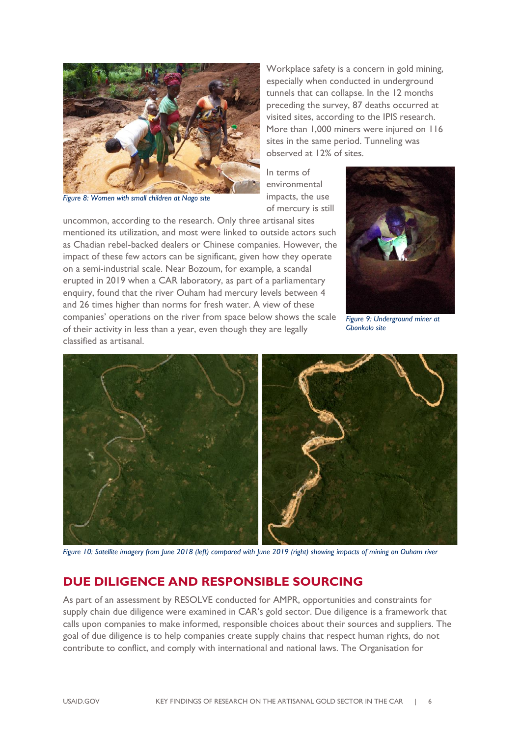Figure 8: Women with small children at Nago site

Workplace safety is a concern in gold mining, especially when conducted in underground tunnels that can collapse. In the 12 months preceding the survey, 87 deaths occurred at visited sites, according to the IPIS research. More than 1,000 miners were injured on 116 sites in the same period. Tunneling was observed at 12% of sites.

In terms of environmental impacts, the use of mercury is still uncommon, according to the research. Only three artisanal sites mentioned its utilization, and most were linked to outside actors such as Chadian rebel-backed dealers or Chinese companies. However, the impact of these few actors can be significant, given how they operate on a semi-industrial scale. Near Bozoum, for example, a scandal erupted in 2019 when a CAR laboratory, as part of a parliamentary enquiry, found that the river Ouham had mercury levels between 4 and 26 times higher than norms for fresh water. A view of these companies' operations on the river from space below shows the scale of their activity in less than a year, even though they are legally classified as artisanal.

Figure 9: Underground miner at Gbonkolo site

Figure 10: Satellite imagery from June 2018 (left) compared with June 2019 (right) showing impacts of mining on Ouham river

## DUE DILIGENCE AND RESPONSIBLE SOURCING

As part of an assessment by RESOLVE conducted for AMPR, opportunities and constraints for supply chain due diligence were examined in CAR's gold sector. Due diligence is a framework that calls upon companies to make informed, responsible choices about their sources and suppliers. The goal of due diligence is to help companies create supply chains that respect human rights, do not contribute to conflict, and comply with international and national laws. The Organisation for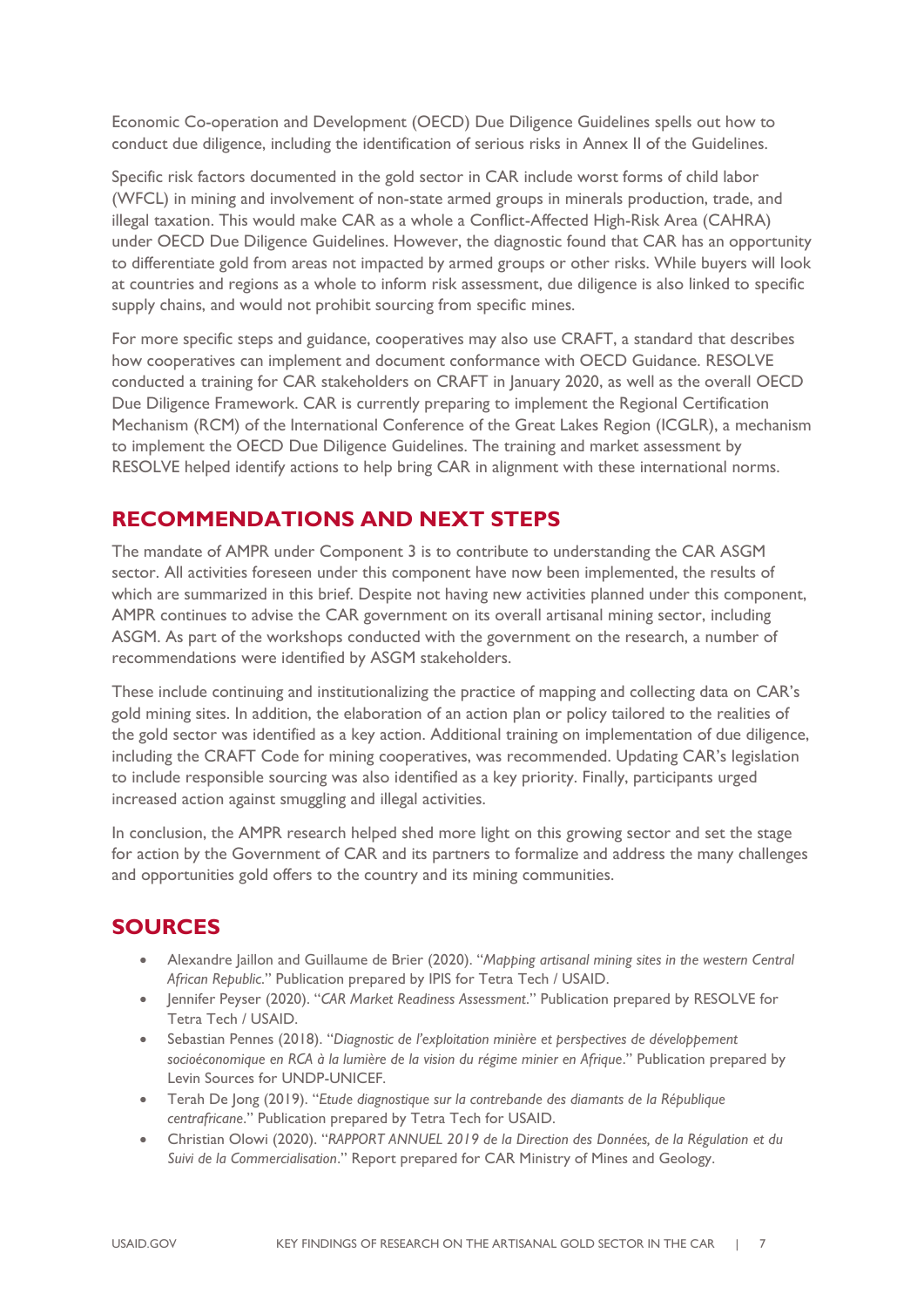Economic Co-operation and Development (OECD) Due Diligence Guidelines spells out how to conduct due diligence, including the identification of serious risks in Annex II of the Guidelines.

Specific risk factors documented in the gold sector in CAR include worst forms of child labor (WFCL) in mining and involvement of non-state armed groups in minerals production, trade, and illegal taxation. This would make CAR as a whole a Conflict-Affected High-Risk Area (CAHRA) under OECD Due Diligence Guidelines. However, the diagnostic found that CAR has an opportunity to differentiate gold from areas not impacted by armed groups or other risks. While buyers will look at countries and regions as a whole to inform risk assessment, due diligence is also linked to specific supply chains, and would not prohibit sourcing from specific mines.

For more specific steps and guidance, cooperatives may also use CRAFT, a standard that describes how cooperatives can implement and document conformance with OECD Guidance. RESOLVE conducted a training for CAR stakeholders on CRAFT in January 2020, as well as the overall OECD Due Diligence Framework. CAR is currently preparing to implement the Regional Certification Mechanism (RCM) of the International Conference of the Great Lakes Region (ICGLR), a mechanism to implement the OECD Due Diligence Guidelines. The training and market assessment by RESOLVE helped identify actions to help bring CAR in alignment with these international norms.

## RECOMMENDATIONS AND NEXT STEPS

The mandate of AMPR under Component 3 is to contribute to understanding the CAR ASGM sector. All activities foreseen under this component have now been implemented, the results of which are summarized in this brief. Despite not having new activities planned under this component, AMPR continues to advise the CAR government on its overall artisanal mining sector, including ASGM. As part of the workshops conducted with the government on the research, a number of recommendations were identified by ASGM stakeholders.

These include continuing and institutionalizing the practice of mapping and collecting data on CAR's gold mining sites. In addition, the elaboration of an action plan or policy tailored to the realities of the gold sector was identified as a key action. Additional training on implementation of due diligence, including the CRAFT Code for mining cooperatives, was recommended. Updating CAR's legislation to include responsible sourcing was also identified as a key priority. Finally, participants urged increased action against smuggling and illegal activities.

In conclusion, the AMPR research helped shed more light on this growing sector and set the stage for action by the Government of CAR and its partners to formalize and address the many challenges and opportunities gold offers to the country and its mining communities.

## SOURCES

- Alexandre Jaillon and Guillaume de Brier (2020). "*Mapping artisanal mining sites in the western Central African Republic*." Publication prepared by IPIS for Tetra Tech / USAID.
- Jennifer Peyser (2020). "*CAR Market Readiness Assessment*." Publication prepared by RESOLVE for Tetra Tech / USAID.
- Sebastian Pennes (2018). "*Diagnostic de l'exploitation minière et perspectives de développement socioéconomique en RCA à la lumière de la vision du régime minier en Afrique*." Publication prepared by Levin Sources for UNDP-UNICEF.
- Terah De Jong (2019). "*Etude diagnostique sur la contrebande des diamants de la République centrafricane*." Publication prepared by Tetra Tech for USAID.
- Christian Olowi (2020). "*RAPPORT ANNUEL 2019 de la Direction des Données, de la Régulation et du Suivi de la Commercialisation*." Report prepared for CAR Ministry of Mines and Geology.